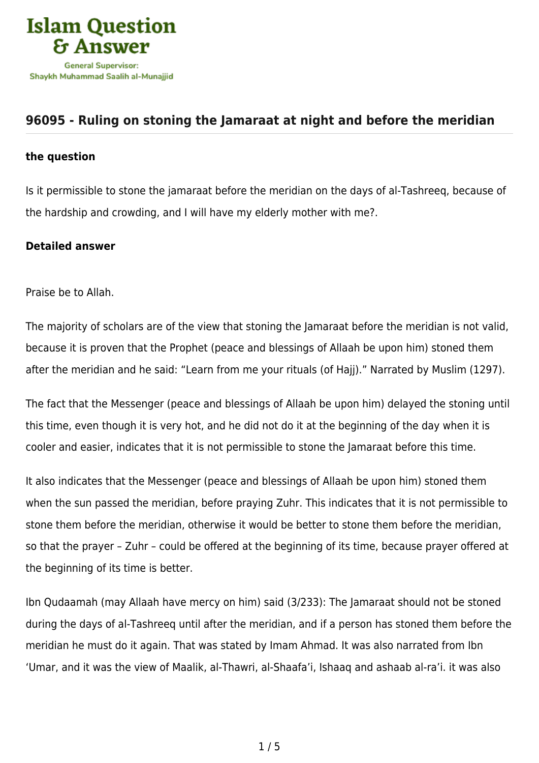# 96095 - Ruling on stoning the Jamaraat at night and before the meridian

**the question**

Is it permissible to stone the jamaraat before the meridian on the days of al-Tashreeq, because of the hardship and crowding, and I will have my elderly mother with me?.

**Detailed answer**

Praise be to Allah.

The majority of scholars are of the view that stoning the Jamaraat before the meridian is not valid, because it is proven that the Prophet (peace and blessings of Allaah be upon him) stoned them after the meridian and he said: "Learn from me your rituals (of Hajj)." Narrated by Muslim (1297).

The fact that the Messenger (peace and blessings of Allaah be upon him) delayed the stoning until this time, even though it is very hot, and he did not do it at the beginning of the day when it is cooler and easier, indicates that it is not permissible to stone the Jamaraat before this time.

It also indicates that the Messenger (peace and blessings of Allaah be upon him) stoned them when the sun passed the meridian, before praying Zuhr. This indicates that it is not permissible to stone them before the meridian, otherwise it would be better to stone them before the meridian, so that the prayer – Zuhr – could be offered at the beginning of its time, because prayer offered at the beginning of its time is better.

Ibn Qudaamah (may Allaah have mercy on him) said (3/233): The Jamaraat should not be stoned during the days of al-Tashreeq until after the meridian, and if a person has stoned them before the meridian he must do it again. That was stated by Imam Ahmad. It was also narrated from Ibn 'Umar, and it was the view of Maalik, al-Thawri, al-Shaafa'i, Ishaaq and ashaab al-ra'i. it was also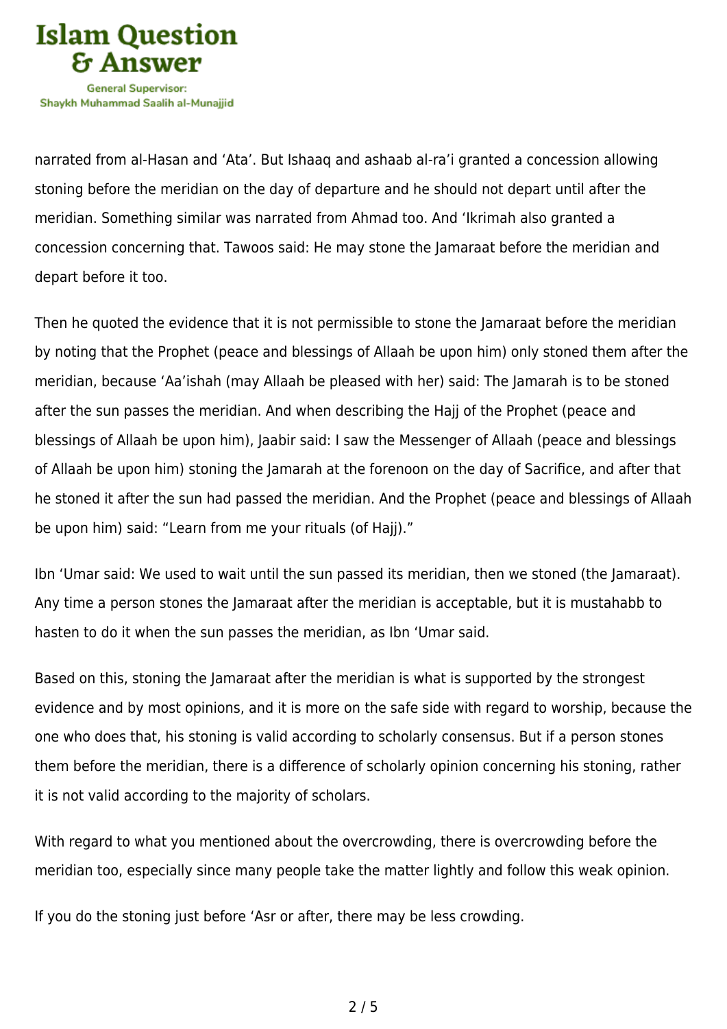narrated from al-Hasan and 'Ata'. But Ishaaq and ashaab al-ra'i granted a concession allowing stoning before the meridian on the day of departure and he should not depart until after the meridian. Something similar was narrated from Ahmad too. And 'Ikrimah also granted a concession concerning that. Tawoos said: He may stone the Jamaraat before the meridian and depart before it too.

Then he quoted the evidence that it is not permissible to stone the Jamaraat before the meridian by noting that the Prophet (peace and blessings of Allaah be upon him) only stoned them after the meridian, because 'Aa'ishah (may Allaah be pleased with her) said: The Jamarah is to be stoned after the sun passes the meridian. And when describing the Hajj of the Prophet (peace and blessings of Allaah be upon him), Jaabir said: I saw the Messenger of Allaah (peace and blessings of Allaah be upon him) stoning the Jamarah at the forenoon on the day of Sacrifice, and after that he stoned it after the sun had passed the meridian. And the Prophet (peace and blessings of Allaah be upon him) said: "Learn from me your rituals (of Hajj)."

Ibn 'Umar said: We used to wait until the sun passed its meridian, then we stoned (the Jamaraat). Any time a person stones the Jamaraat after the meridian is acceptable, but it is mustahabb to hasten to do it when the sun passes the meridian, as Ibn 'Umar said.

Based on this, stoning the Jamaraat after the meridian is what is supported by the strongest evidence and by most opinions, and it is more on the safe side with regard to worship, because the one who does that, his stoning is valid according to scholarly consensus. But if a person stones them before the meridian, there is a difference of scholarly opinion concerning his stoning, rather it is not valid according to the majority of scholars.

With regard to what you mentioned about the overcrowding, there is overcrowding before the meridian too, especially since many people take the matter lightly and follow this weak opinion.

If you do the stoning just before 'Asr or after, there may be less crowding.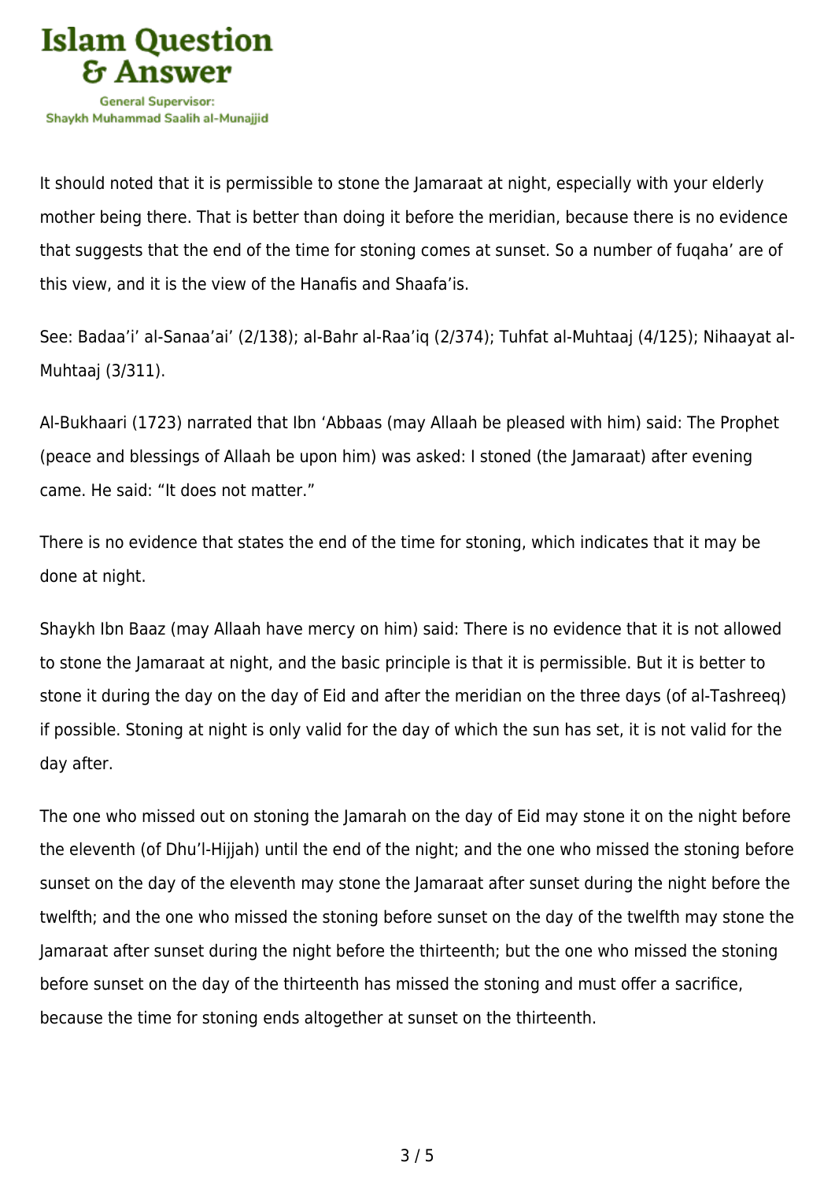It should noted that it is permissible to stone the Jamaraat at night, especially with your elderly mother being there. That is better than doing it before the meridian, because there is no evidence that suggests that the end of the time for stoning comes at sunset. So a number of fuqaha' are of this view, and it is the view of the Hanafis and Shaafa'is.

See: Badaa'i' al-Sanaa'ai' (2/138); al-Bahr al-Raa'iq (2/374); Tuhfat al-Muhtaaj (4/125); Nihaayat al-Muhtaaj (3/311).

Al-Bukhaari (1723) narrated that Ibn 'Abbaas (may Allaah be pleased with him) said: The Prophet (peace and blessings of Allaah be upon him) was asked: I stoned (the Jamaraat) after evening came. He said: "It does not matter."

There is no evidence that states the end of the time for stoning, which indicates that it may be done at night.

Shaykh Ibn Baaz (may Allaah have mercy on him) said: There is no evidence that it is not allowed to stone the Jamaraat at night, and the basic principle is that it is permissible. But it is better to stone it during the day on the day of Eid and after the meridian on the three days (of al-Tashreeq) if possible. Stoning at night is only valid for the day of which the sun has set, it is not valid for the day after.

The one who missed out on stoning the Jamarah on the day of Eid may stone it on the night before the eleventh (of Dhu'l-Hijjah) until the end of the night; and the one who missed the stoning before sunset on the day of the eleventh may stone the Jamaraat after sunset during the night before the twelfth; and the one who missed the stoning before sunset on the day of the twelfth may stone the Jamaraat after sunset during the night before the thirteenth; but the one who missed the stoning before sunset on the day of the thirteenth has missed the stoning and must offer a sacrifice, because the time for stoning ends altogether at sunset on the thirteenth.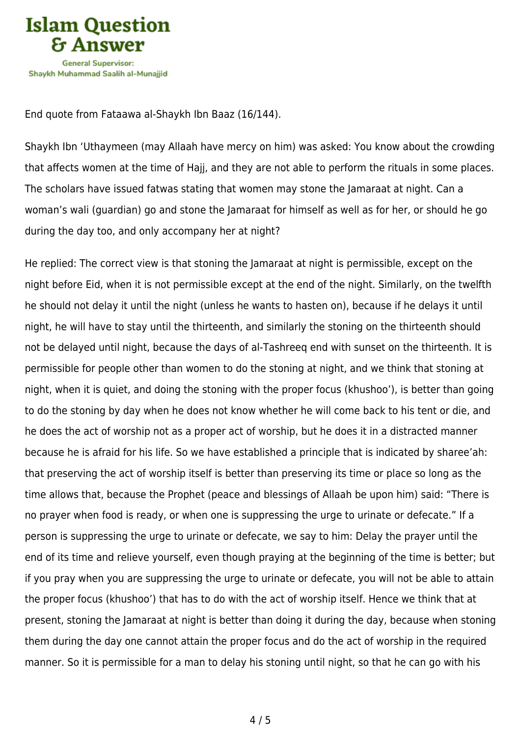End quote from Fataawa al-Shaykh Ibn Baaz (16/144).

Shaykh Ibn 'Uthaymeen (may Allaah have mercy on him) was asked: You know about the crowding that affects women at the time of Hajj, and they are not able to perform the rituals in some places. The scholars have issued fatwas stating that women may stone the Jamaraat at night. Can a woman's wali (guardian) go and stone the Jamaraat for himself as well as for her, or should he go during the day too, and only accompany her at night?

He replied: The correct view is that stoning the Jamaraat at night is permissible, except on the night before Eid, when it is not permissible except at the end of the night. Similarly, on the twelfth he should not delay it until the night (unless he wants to hasten on), because if he delays it until night, he will have to stay until the thirteenth, and similarly the stoning on the thirteenth should not be delayed until night, because the days of al-Tashreeq end with sunset on the thirteenth. It is permissible for people other than women to do the stoning at night, and we think that stoning at night, when it is quiet, and doing the stoning with the proper focus (khushoo'), is better than going to do the stoning by day when he does not know whether he will come back to his tent or die, and he does the act of worship not as a proper act of worship, but he does it in a distracted manner because he is afraid for his life. So we have established a principle that is indicated by sharee'ah: that preserving the act of worship itself is better than preserving its time or place so long as the time allows that, because the Prophet (peace and blessings of Allaah be upon him) said: "There is no prayer when food is ready, or when one is suppressing the urge to urinate or defecate." If a person is suppressing the urge to urinate or defecate, we say to him: Delay the prayer until the end of its time and relieve yourself, even though praying at the beginning of the time is better; but if you pray when you are suppressing the urge to urinate or defecate, you will not be able to attain the proper focus (khushoo') that has to do with the act of worship itself. Hence we think that at present, stoning the Jamaraat at night is better than doing it during the day, because when stoning them during the day one cannot attain the proper focus and do the act of worship in the required manner. So it is permissible for a man to delay his stoning until night, so that he can go with his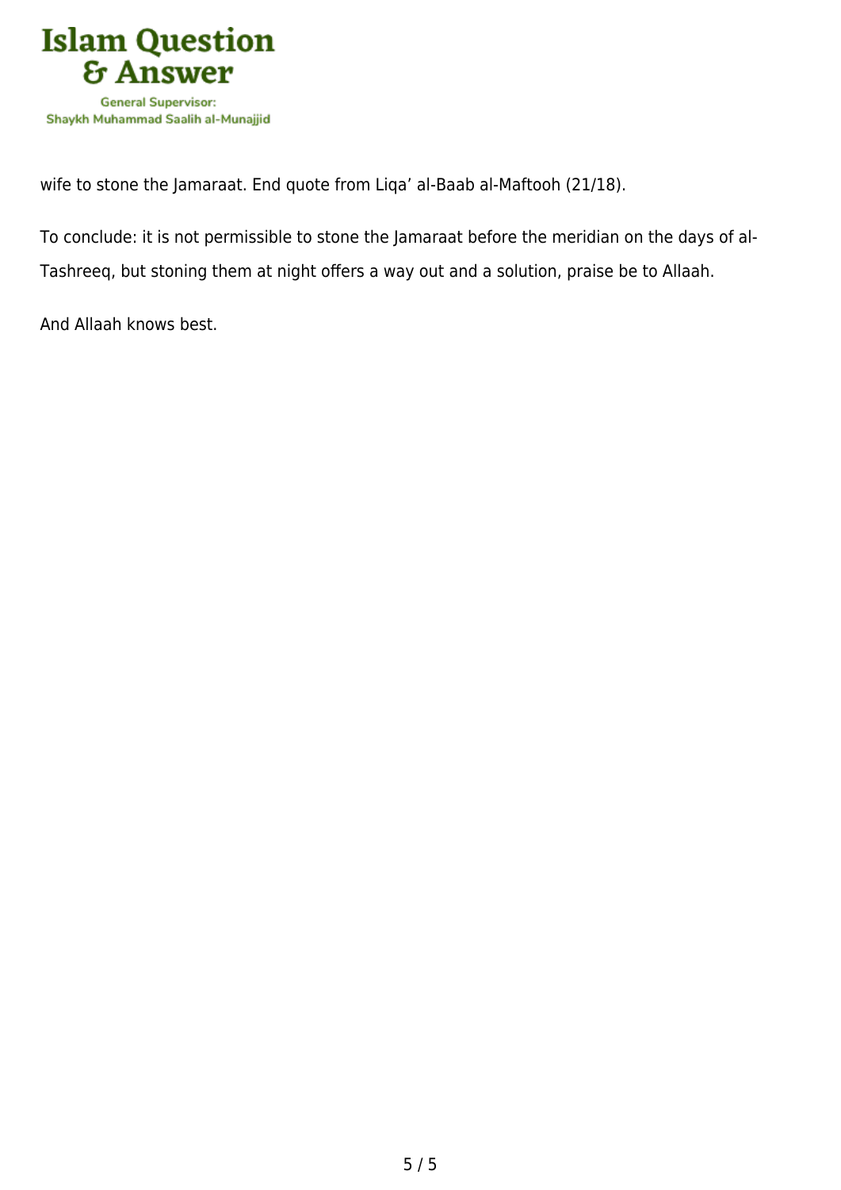wife to stone the Jamaraat. End quote from Liqa' al-Baab al-Maftooh (21/18).

To conclude: it is not permissible to stone the Jamaraat before the meridian on the days of al-Tashreeq, but stoning them at night offers a way out and a solution, praise be to Allaah.

And Allaah knows best.